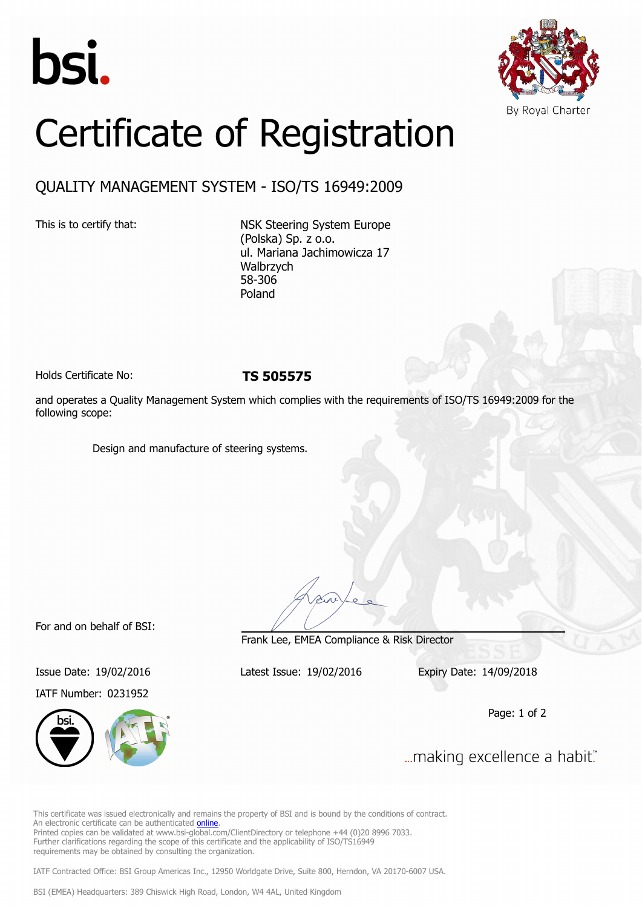bsi.

By Royal Charter

# Certificate of Registration

## QUALITY MANAGEMENT SYSTEM - ISO/TS 16949:2009

This is to certify that:

NSK Steering System Europe
(Polska) Sp. z o.o.
ul. Mariana Jachimowicza 17
Walbrzych
58-306
Poland

Holds Certificate No: **TS 505575**

and operates a Quality Management System which complies with the requirements of ISO/TS 16949:2009 for the following scope:

Design and manufacture of steering systems.

For and on behalf of BSI:

Frank Lee, EMEA Compliance & Risk Director

Issue Date: 19/02/2016

Latest Issue: 19/02/2016

Expiry Date: 14/09/2018

IATF Number: 0231952

...making excellence a habit.™

This certificate was issued electronically and remains the property of BSI and is bound by the conditions of contract.
An electronic certificate can be authenticated online.
Printed copies can be validated at www.bsi-global.com/ClientDirectory or telephone +44 (0)20 8996 7033.
Further clarifications regarding the scope of this certificate and the applicability of ISO/TS16949 requirements may be obtained by consulting the organization.

IATF Contracted Office: BSI Group Americas Inc., 12950 Worldgate Drive, Suite 800, Herndon, VA 20170-6007 USA.

BSI (EMEA) Headquarters: 389 Chiswick High Road, London, W4 4AL, United Kingdom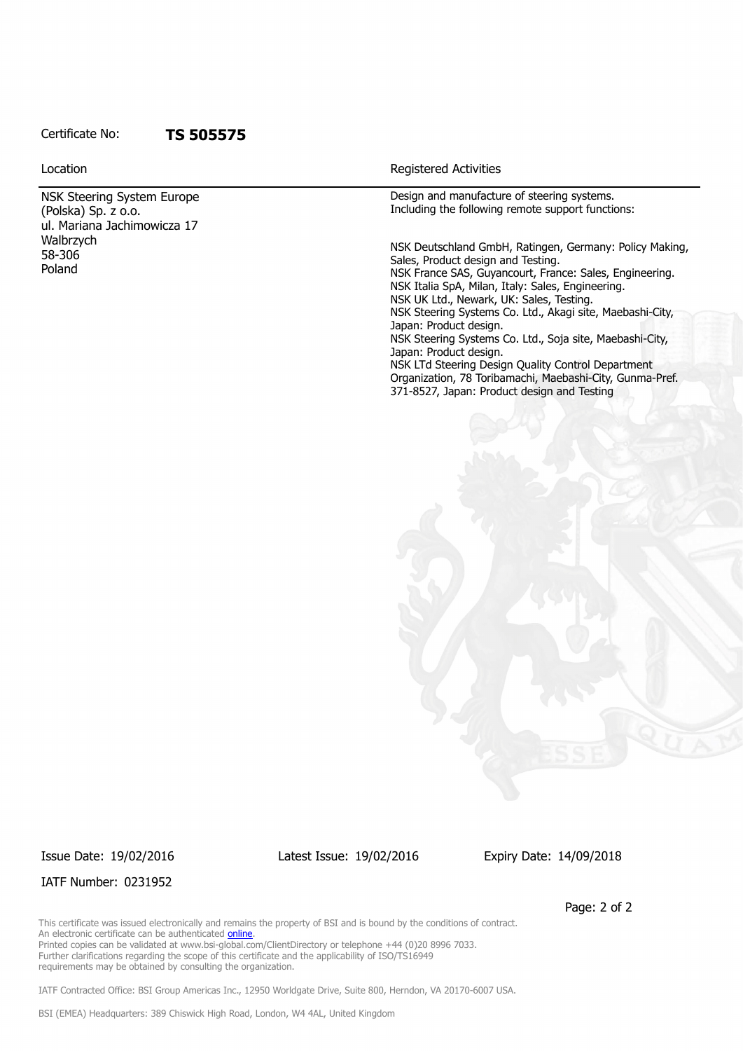Certificate No: **TS 505575**

| Location | Registered Activities |
| --- | --- |
| NSK Steering System Europe (Polska) Sp. z o.o. ul. Mariana Jachimowicza 17 Walbrzych 58-306 Poland | Design and manufacture of steering systems. Including the following remote support functions: NSK Deutschland GmbH, Ratingen, Germany: Policy Making, Sales, Product design and Testing. NSK France SAS, Guyancourt, France: Sales, Engineering. NSK Italia SpA, Milan, Italy: Sales, Engineering. NSK UK Ltd., Newark, UK: Sales, Testing. NSK Steering Systems Co. Ltd., Akagi site, Maebashi-City, Japan: Product design. NSK Steering Systems Co. Ltd., Soja site, Maebashi-City, Japan: Product design. NSK LTd Steering Design Quality Control Department Organization, 78 Toribamachi, Maebashi-City, Gunma-Pref. 371-8527, Japan: Product design and Testing |

Issue Date: 19/02/2016 Latest Issue: 19/02/2016 Expiry Date: 14/09/2018

IATF Number: 0231952

This certificate was issued electronically and remains the property of BSI and is bound by the conditions of contract.
An electronic certificate can be authenticated online.
Printed copies can be validated at www.bsi-global.com/ClientDirectory or telephone +44 (0)20 8996 7033.
Further clarifications regarding the scope of this certificate and the applicability of ISO/TS16949 requirements may be obtained by consulting the organization.

IATF Contracted Office: BSI Group Americas Inc., 12950 Worldgate Drive, Suite 800, Herndon, VA 20170-6007 USA.

BSI (EMEA) Headquarters: 389 Chiswick High Road, London, W4 4AL, United Kingdom